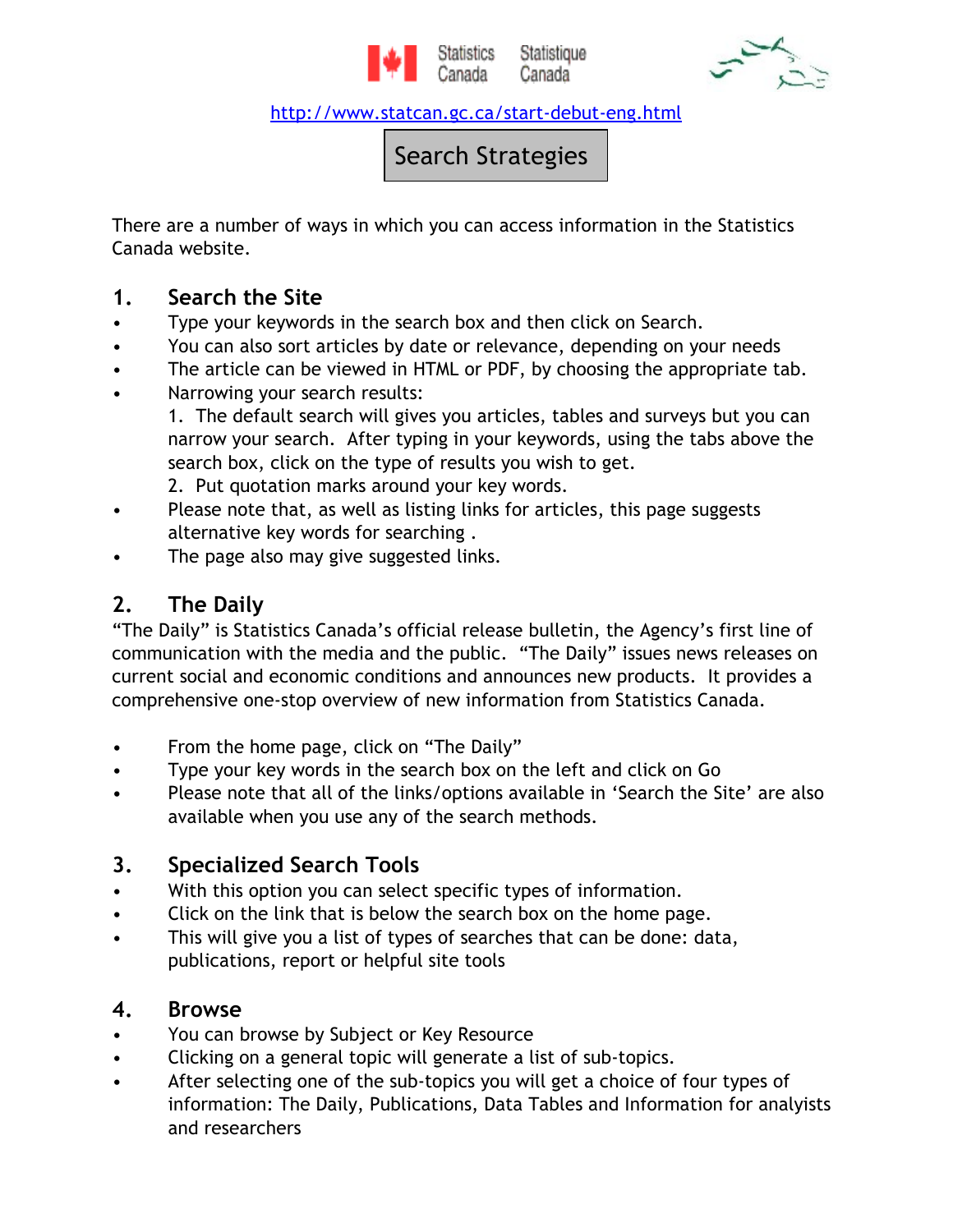Statistics Canada Statistique Canada

http://www.statcan.gc.ca/start-debut-eng.html

# Search Strategies

There are a number of ways in which you can access information in the Statistics Canada website.

## 1. Search the Site

- Type your keywords in the search box and then click on Search.
- You can also sort articles by date or relevance, depending on your needs
- The article can be viewed in HTML or PDF, by choosing the appropriate tab.
- Narrowing your search results:
  1. The default search will gives you articles, tables and surveys but you can narrow your search. After typing in your keywords, using the tabs above the search box, click on the type of results you wish to get.
  2. Put quotation marks around your key words.
- Please note that, as well as listing links for articles, this page suggests alternative key words for searching .
- The page also may give suggested links.

## 2. The Daily

"The Daily" is Statistics Canada's official release bulletin, the Agency's first line of communication with the media and the public. "The Daily" issues news releases on current social and economic conditions and announces new products. It provides a comprehensive one-stop overview of new information from Statistics Canada.

- From the home page, click on "The Daily"
- Type your key words in the search box on the left and click on Go
- Please note that all of the links/options available in 'Search the Site' are also available when you use any of the search methods.

## 3. Specialized Search Tools

- With this option you can select specific types of information.
- Click on the link that is below the search box on the home page.
- This will give you a list of types of searches that can be done: data, publications, report or helpful site tools

## 4. Browse

- You can browse by Subject or Key Resource
- Clicking on a general topic will generate a list of sub-topics.
- After selecting one of the sub-topics you will get a choice of four types of information: The Daily, Publications, Data Tables and Information for analyists and researchers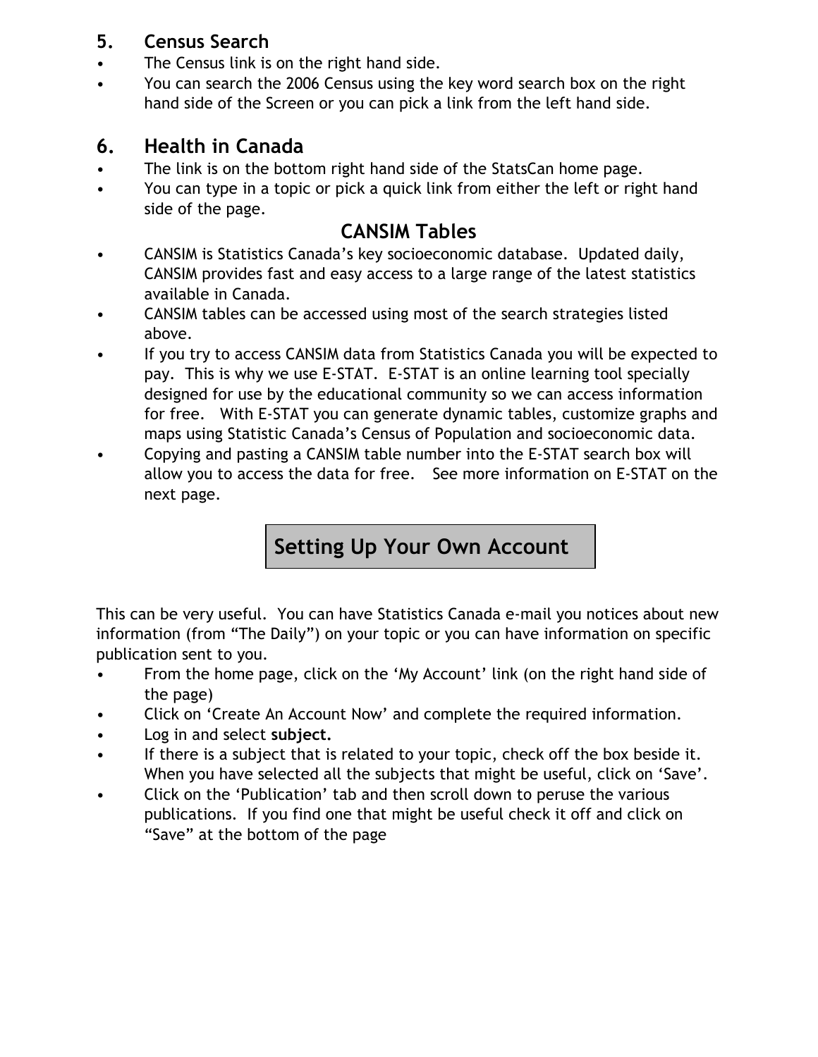## 5. Census Search

- The Census link is on the right hand side.
- You can search the 2006 Census using the key word search box on the right hand side of the Screen or you can pick a link from the left hand side.

## 6. Health in Canada

- The link is on the bottom right hand side of the StatsCan home page.
- You can type in a topic or pick a quick link from either the left or right hand side of the page.

## CANSIM Tables

- CANSIM is Statistics Canada's key socioeconomic database. Updated daily, CANSIM provides fast and easy access to a large range of the latest statistics available in Canada.
- CANSIM tables can be accessed using most of the search strategies listed above.
- If you try to access CANSIM data from Statistics Canada you will be expected to pay. This is why we use E-STAT. E-STAT is an online learning tool specially designed for use by the educational community so we can access information for free. With E-STAT you can generate dynamic tables, customize graphs and maps using Statistic Canada's Census of Population and socioeconomic data.
- Copying and pasting a CANSIM table number into the E-STAT search box will allow you to access the data for free. See more information on E-STAT on the next page.

## Setting Up Your Own Account

This can be very useful. You can have Statistics Canada e-mail you notices about new information (from "The Daily") on your topic or you can have information on specific publication sent to you.

- From the home page, click on the 'My Account' link (on the right hand side of the page)
- Click on 'Create An Account Now' and complete the required information.
- Log in and select **subject.**
- If there is a subject that is related to your topic, check off the box beside it. When you have selected all the subjects that might be useful, click on 'Save'.
- Click on the 'Publication' tab and then scroll down to peruse the various publications. If you find one that might be useful check it off and click on "Save" at the bottom of the page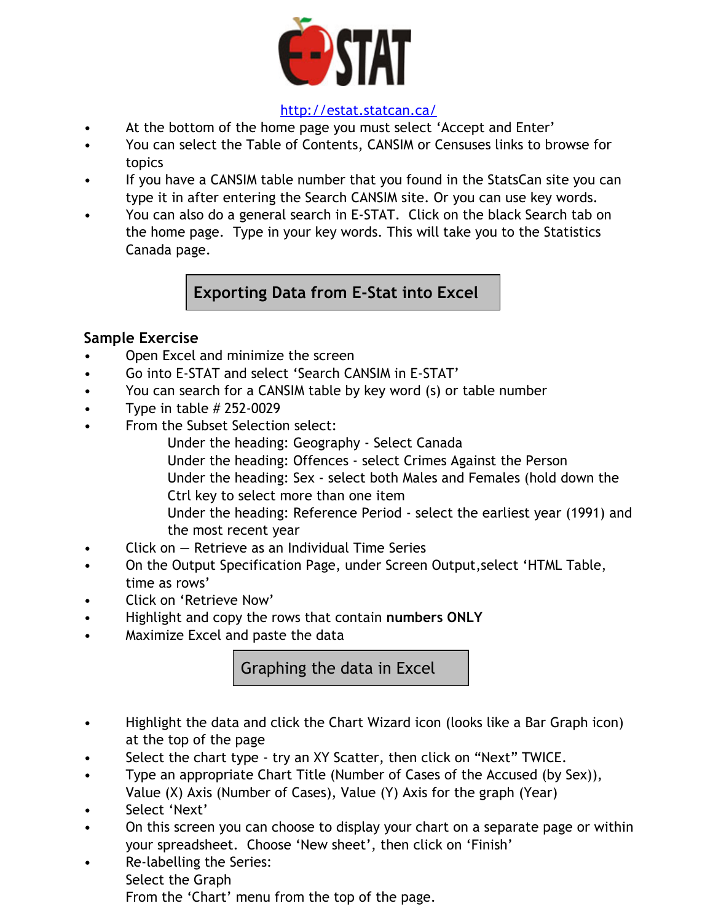# E-STAT

http://estat.statcan.ca/

- At the bottom of the home page you must select 'Accept and Enter'
- You can select the Table of Contents, CANSIM or Censuses links to browse for topics
- If you have a CANSIM table number that you found in the StatsCan site you can type it in after entering the Search CANSIM site. Or you can use key words.
- You can also do a general search in E-STAT. Click on the black Search tab on the home page. Type in your key words. This will take you to the Statistics Canada page.

## Exporting Data from E-Stat into Excel

### Sample Exercise

- Open Excel and minimize the screen
- Go into E-STAT and select 'Search CANSIM in E-STAT'
- You can search for a CANSIM table by key word (s) or table number
- Type in table # 252-0029
- From the Subset Selection select:
  
  Under the heading: Geography - Select Canada
  
  Under the heading: Offences - select Crimes Against the Person
  
  Under the heading: Sex - select both Males and Females (hold down the Ctrl key to select more than one item
  
  Under the heading: Reference Period - select the earliest year (1991) and the most recent year
- Click on — Retrieve as an Individual Time Series
- On the Output Specification Page, under Screen Output,select 'HTML Table, time as rows'
- Click on 'Retrieve Now'
- Highlight and copy the rows that contain **numbers ONLY**
- Maximize Excel and paste the data

## Graphing the data in Excel

- Highlight the data and click the Chart Wizard icon (looks like a Bar Graph icon) at the top of the page
- Select the chart type - try an XY Scatter, then click on "Next" TWICE.
- Type an appropriate Chart Title (Number of Cases of the Accused (by Sex)), Value (X) Axis (Number of Cases), Value (Y) Axis for the graph (Year)
- Select 'Next'
- On this screen you can choose to display your chart on a separate page or within your spreadsheet. Choose 'New sheet', then click on 'Finish'
- Re-labelling the Series:
  
  Select the Graph
  
  From the 'Chart' menu from the top of the page.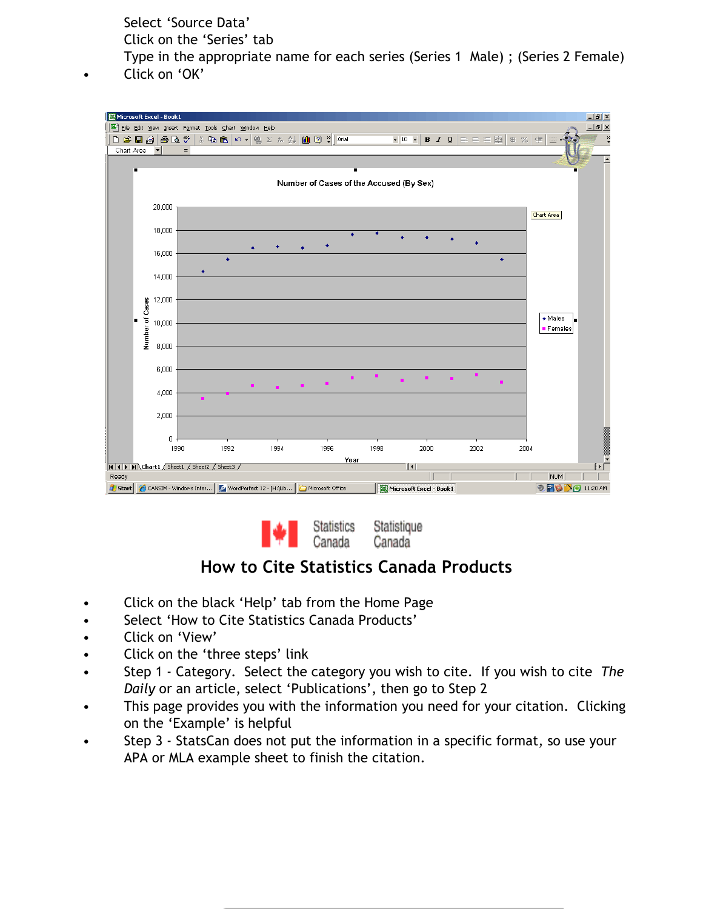Select 'Source Data'
Click on the 'Series' tab
Type in the appropriate name for each series (Series 1 Male) ; (Series 2 Female)

- Click on 'OK'

Number of Cases of the Accused (By Sex)

Number of Cases

20,000
18,000
16,000
14,000
12,000
10,000
8,000
6,000
4,000
2,000
0

1990 1992 1994 1996 1998 2000 2002 2004

Year

Males
Females

Chart Area

## How to Cite Statistics Canada Products

- Click on the black 'Help' tab from the Home Page
- Select 'How to Cite Statistics Canada Products'
- Click on 'View'
- Click on the 'three steps' link
- Step 1 - Category. Select the category you wish to cite. If you wish to cite *The Daily* or an article, select 'Publications', then go to Step 2
- This page provides you with the information you need for your citation. Clicking on the 'Example' is helpful
- Step 3 - StatsCan does not put the information in a specific format, so use your APA or MLA example sheet to finish the citation.